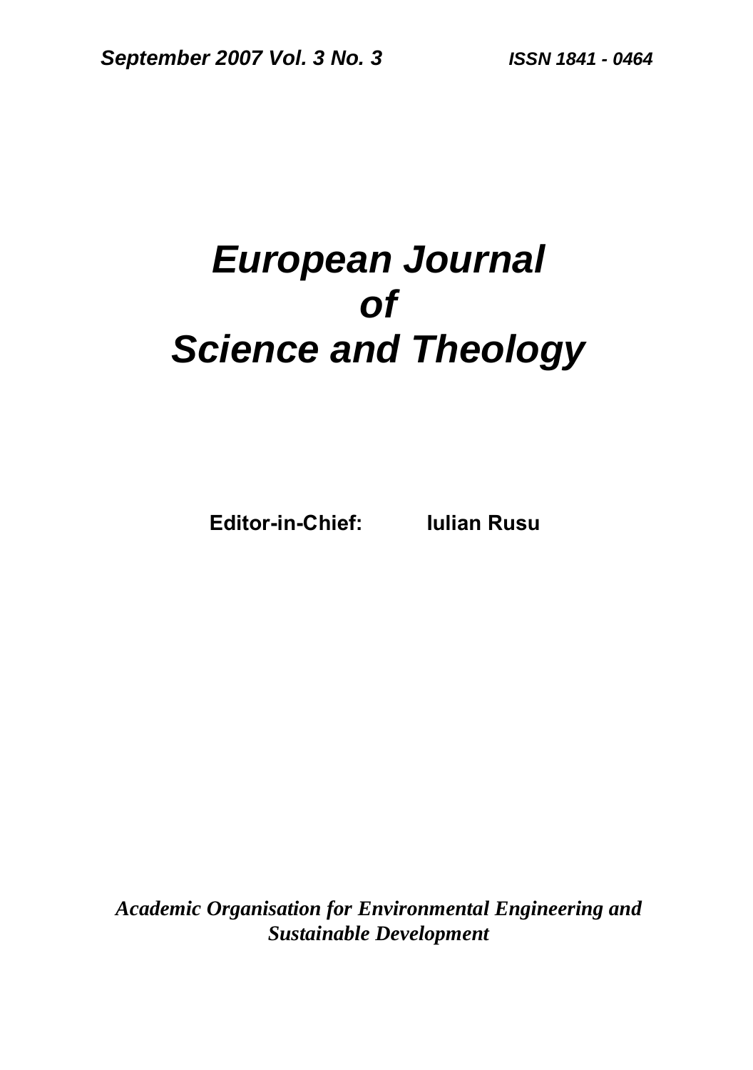*September 2007 Vol. 3 No. 3* *ISSN 1841 - 0464*

# *European Journal of Science and Theology*

**Editor-in-Chief:** **Iulian Rusu**

***Academic Organisation for Environmental Engineering and Sustainable Development***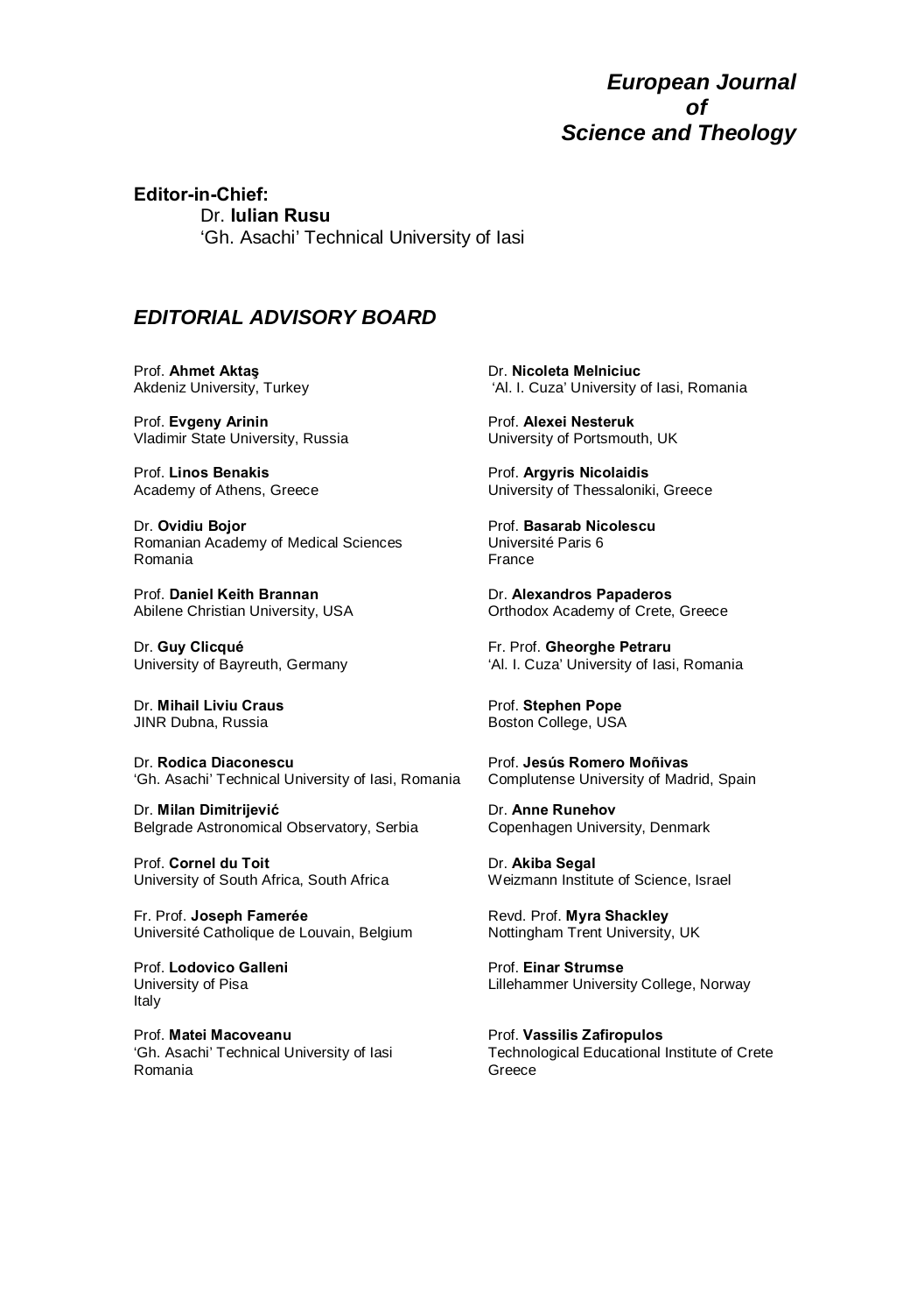# *European Journal of Science and Theology*

**Editor-in-Chief:**

Dr. **Iulian Rusu**
'Gh. Asachi' Technical University of Iasi

## *EDITORIAL ADVISORY BOARD*

Prof. **Ahmet Aktaş**
Akdeniz University, Turkey

Prof. **Evgeny Arinin**
Vladimir State University, Russia

Prof. **Linos Benakis**
Academy of Athens, Greece

Dr. **Ovidiu Bojor**
Romanian Academy of Medical Sciences
Romania

Prof. **Daniel Keith Brannan**
Abilene Christian University, USA

Dr. **Guy Clicqué**
University of Bayreuth, Germany

Dr. **Mihail Liviu Craus**
JINR Dubna, Russia

Dr. **Rodica Diaconescu**
'Gh. Asachi' Technical University of Iasi, Romania

Dr. **Milan Dimitrijević**
Belgrade Astronomical Observatory, Serbia

Prof. **Cornel du Toit**
University of South Africa, South Africa

Fr. Prof. **Joseph Famerée**
Université Catholique de Louvain, Belgium

Prof. **Lodovico Galleni**
University of Pisa
Italy

Prof. **Matei Macoveanu**
'Gh. Asachi' Technical University of Iasi
Romania

Dr. **Nicoleta Melniciuc**
'Al. I. Cuza' University of Iasi, Romania

Prof. **Alexei Nesteruk**
University of Portsmouth, UK

Prof. **Argyris Nicolaidis**
University of Thessaloniki, Greece

Prof. **Basarab Nicolescu**
Université Paris 6
France

Dr. **Alexandros Papaderos**
Orthodox Academy of Crete, Greece

Fr. Prof. **Gheorghe Petraru**
'Al. I. Cuza' University of Iasi, Romania

Prof. **Stephen Pope**
Boston College, USA

Prof. **Jesús Romero Moñivas**
Complutense University of Madrid, Spain

Dr. **Anne Runehov**
Copenhagen University, Denmark

Dr. **Akiba Segal**
Weizmann Institute of Science, Israel

Revd. Prof. **Myra Shackley**
Nottingham Trent University, UK

Prof. **Einar Strumse**
Lillehammer University College, Norway

Prof. **Vassilis Zafiropulos**
Technological Educational Institute of Crete
Greece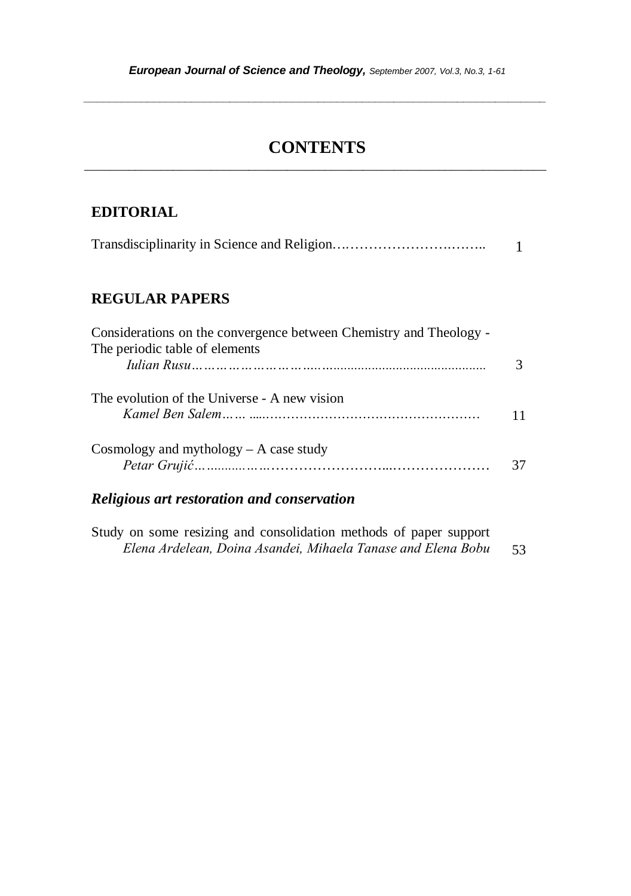# CONTENTS

## EDITORIAL

Transdisciplinarity in Science and Religion 1

## REGULAR PAPERS

Considerations on the convergence between Chemistry and Theology - The periodic table of elements
*Iulian Rusu* 3

The evolution of the Universe - A new vision
*Kamel Ben Salem* 11

Cosmology and mythology – A case study
*Petar Grujić* 37

### *Religious art restoration and conservation*

Study on some resizing and consolidation methods of paper support
*Elena Ardelean, Doina Asandei, Mihaela Tanase and Elena Bobu* 53